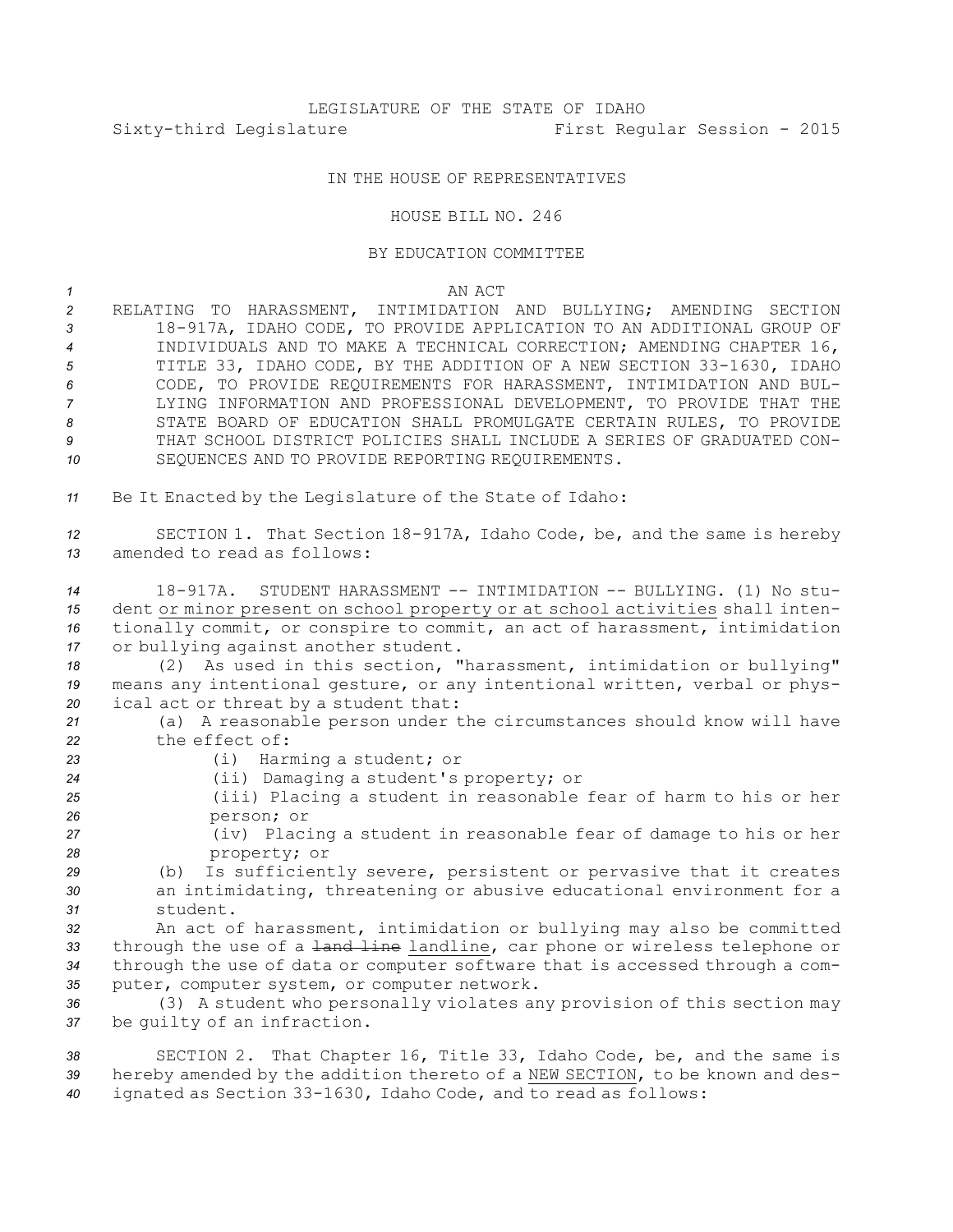LEGISLATURE OF THE STATE OF IDAHO

Sixty-third Legislature First Regular Session - 2015

IN THE HOUSE OF REPRESENTATIVES

HOUSE BILL NO. 246

BY EDUCATION COMMITTEE

AN ACT

RELATING TO HARASSMENT, INTIMIDATION AND BULLYING; AMENDING SECTION 18-917A, IDAHO CODE, TO PROVIDE APPLICATION TO AN ADDITIONAL GROUP OF INDIVIDUALS AND TO MAKE A TECHNICAL CORRECTION; AMENDING CHAPTER 16, TITLE 33, IDAHO CODE, BY THE ADDITION OF A NEW SECTION 33-1630, IDAHO CODE, TO PROVIDE REQUIREMENTS FOR HARASSMENT, INTIMIDATION AND BULLYING INFORMATION AND PROFESSIONAL DEVELOPMENT, TO PROVIDE THAT THE STATE BOARD OF EDUCATION SHALL PROMULGATE CERTAIN RULES, TO PROVIDE THAT SCHOOL DISTRICT POLICIES SHALL INCLUDE A SERIES OF GRADUATED CONSEQUENCES AND TO PROVIDE REPORTING REQUIREMENTS.

Be It Enacted by the Legislature of the State of Idaho:

SECTION 1. That Section 18-917A, Idaho Code, be, and the same is hereby amended to read as follows:

18-917A. STUDENT HARASSMENT -- INTIMIDATION -- BULLYING. (1) No student <u>or minor present on school property or at school activities</u> shall intentionally commit, or conspire to commit, an act of harassment, intimidation or bullying against another student.

(2) As used in this section, "harassment, intimidation or bullying" means any intentional gesture, or any intentional written, verbal or physical act or threat by a student that:

(a) A reasonable person under the circumstances should know will have the effect of:

(i) Harming a student; or

(ii) Damaging a student's property; or

(iii) Placing a student in reasonable fear of harm to his or her person; or

(iv) Placing a student in reasonable fear of damage to his or her property; or

(b) Is sufficiently severe, persistent or pervasive that it creates an intimidating, threatening or abusive educational environment for a student.

An act of harassment, intimidation or bullying may also be committed through the use of a ~~land line~~ <u>landline</u>, car phone or wireless telephone or through the use of data or computer software that is accessed through a computer, computer system, or computer network.

(3) A student who personally violates any provision of this section may be guilty of an infraction.

SECTION 2. That Chapter 16, Title 33, Idaho Code, be, and the same is hereby amended by the addition thereto of a <u>NEW SECTION</u>, to be known and designated as Section 33-1630, Idaho Code, and to read as follows: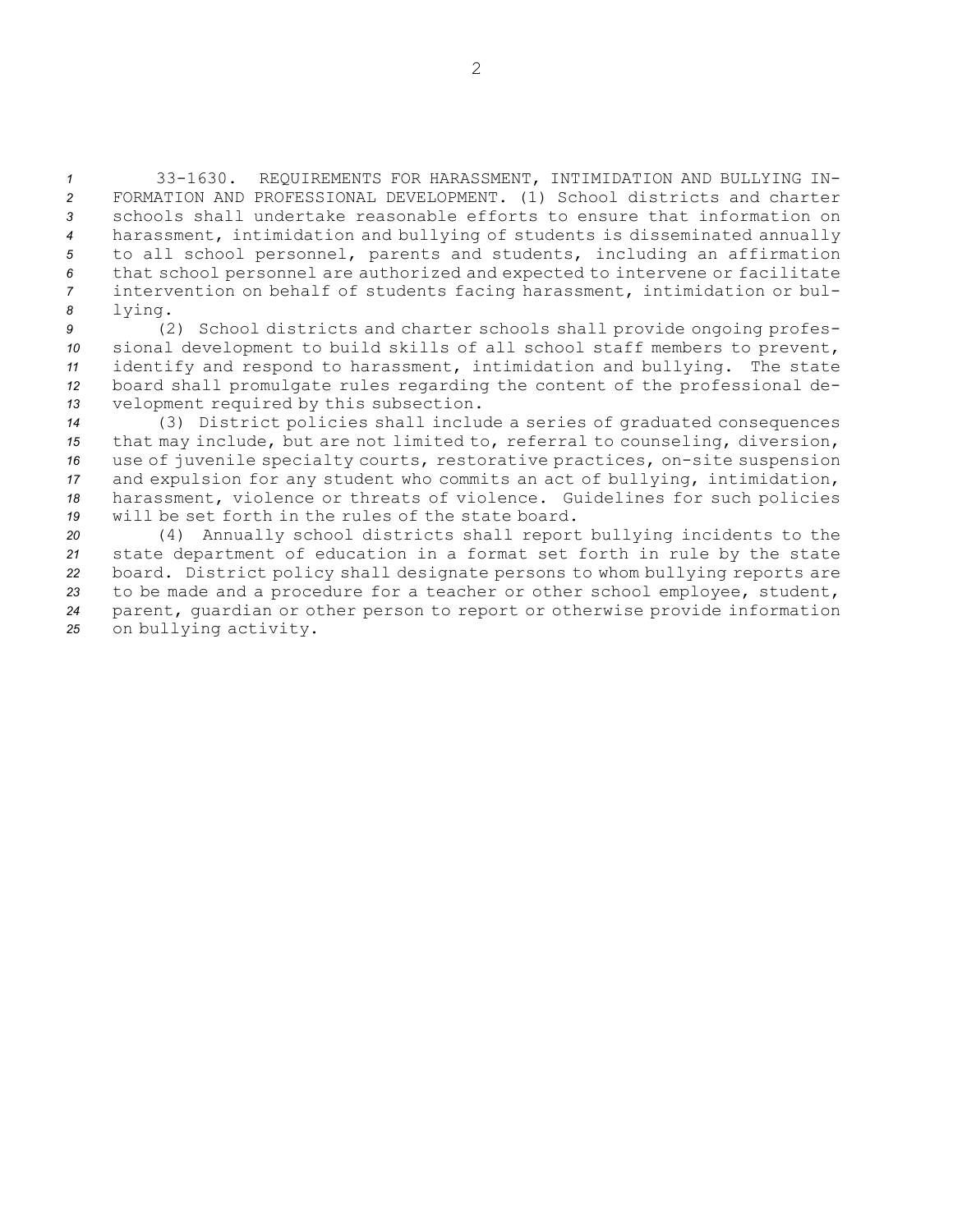33-1630. REQUIREMENTS FOR HARASSMENT, INTIMIDATION AND BULLYING INFORMATION AND PROFESSIONAL DEVELOPMENT. (1) School districts and charter schools shall undertake reasonable efforts to ensure that information on harassment, intimidation and bullying of students is disseminated annually to all school personnel, parents and students, including an affirmation that school personnel are authorized and expected to intervene or facilitate intervention on behalf of students facing harassment, intimidation or bullying.

(2) School districts and charter schools shall provide ongoing professional development to build skills of all school staff members to prevent, identify and respond to harassment, intimidation and bullying. The state board shall promulgate rules regarding the content of the professional development required by this subsection.

(3) District policies shall include a series of graduated consequences that may include, but are not limited to, referral to counseling, diversion, use of juvenile specialty courts, restorative practices, on-site suspension and expulsion for any student who commits an act of bullying, intimidation, harassment, violence or threats of violence. Guidelines for such policies will be set forth in the rules of the state board.

(4) Annually school districts shall report bullying incidents to the state department of education in a format set forth in rule by the state board. District policy shall designate persons to whom bullying reports are to be made and a procedure for a teacher or other school employee, student, parent, guardian or other person to report or otherwise provide information on bullying activity.